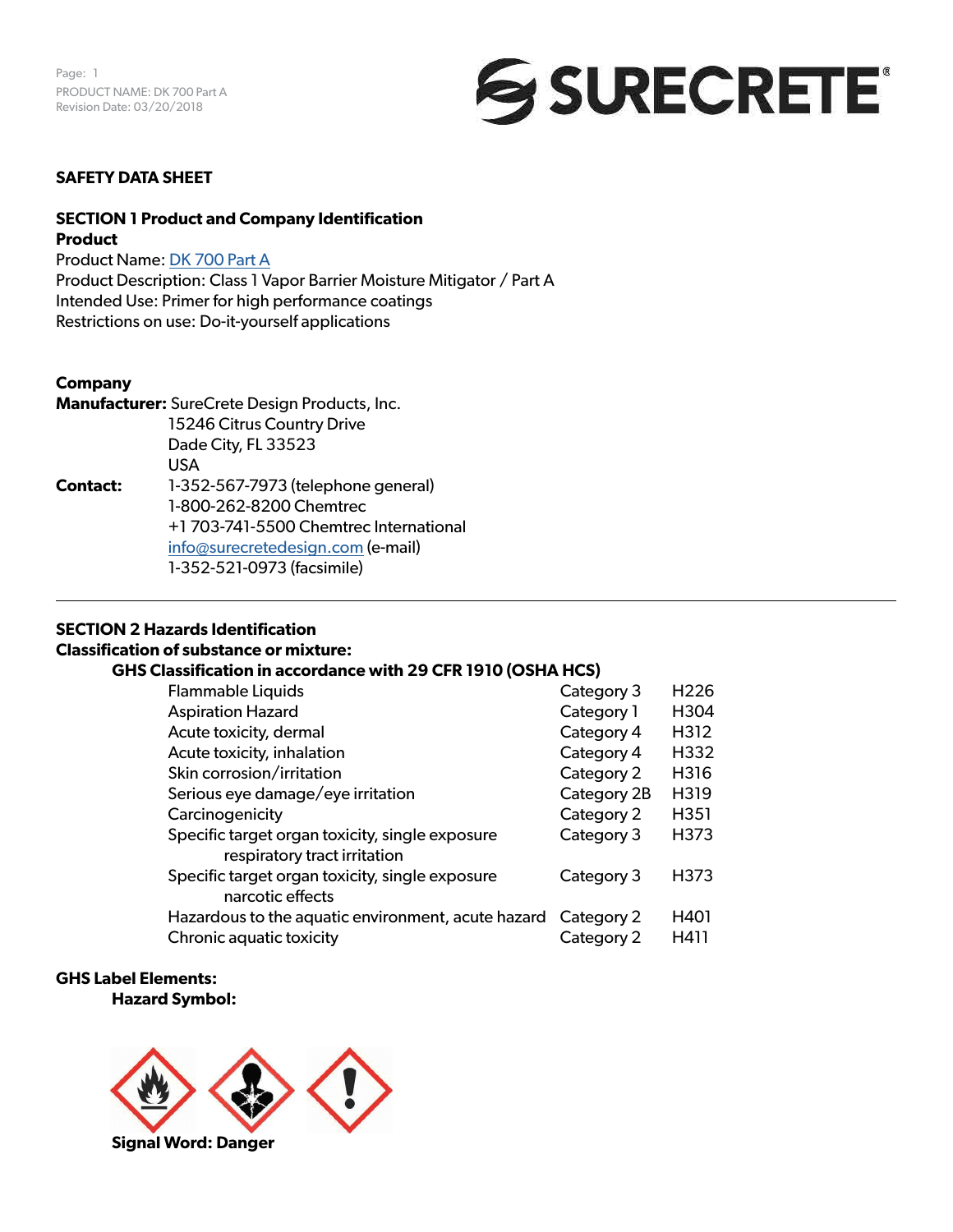# SAFETY DATA SHEET

## SECTION 1 Product and Company Identification

**Product**

Product Name: DK 700 Part A
Product Description: Class 1 Vapor Barrier Moisture Mitigator / Part A
Intended Use: Primer for high performance coatings
Restrictions on use: Do-it-yourself applications

**Company**

**Manufacturer:** SureCrete Design Products, Inc.
15246 Citrus Country Drive
Dade City, FL 33523
USA

**Contact:** 1-352-567-7973 (telephone general)
1-800-262-8200 Chemtrec
+1 703-741-5500 Chemtrec International
info@surecretedesign.com (e-mail)
1-352-521-0973 (facsimile)

---

## SECTION 2 Hazards Identification

**Classification of substance or mixture:**

**GHS Classification in accordance with 29 CFR 1910 (OSHA HCS)**

| | | |
|---|---|---|
| Flammable Liquids | Category 3 | H226 |
| Aspiration Hazard | Category 1 | H304 |
| Acute toxicity, dermal | Category 4 | H312 |
| Acute toxicity, inhalation | Category 4 | H332 |
| Skin corrosion/irritation | Category 2 | H316 |
| Serious eye damage/eye irritation | Category 2B | H319 |
| Carcinogenicity | Category 2 | H351 |
| Specific target organ toxicity, single exposure respiratory tract irritation | Category 3 | H373 |
| Specific target organ toxicity, single exposure narcotic effects | Category 3 | H373 |
| Hazardous to the aquatic environment, acute hazard | Category 2 | H401 |
| Chronic aquatic toxicity | Category 2 | H411 |

**GHS Label Elements:**

**Hazard Symbol:**

**Signal Word: Danger**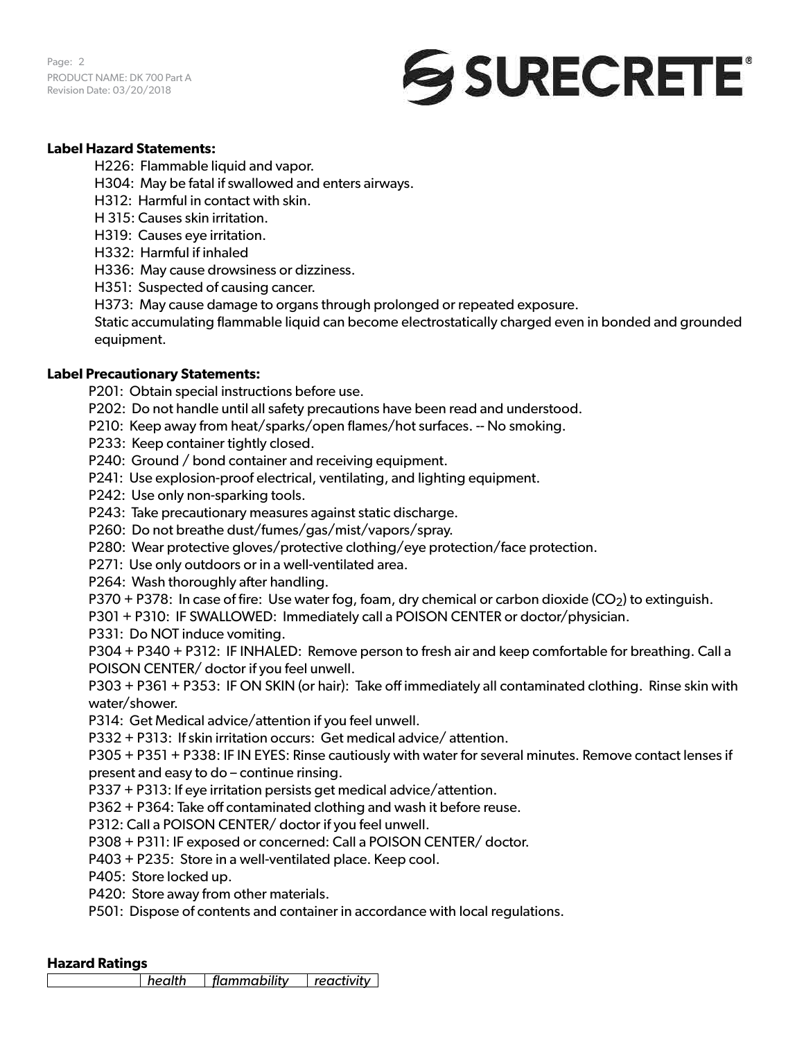**Label Hazard Statements:**

H226: Flammable liquid and vapor.
H304: May be fatal if swallowed and enters airways.
H312: Harmful in contact with skin.
H 315: Causes skin irritation.
H319: Causes eye irritation.
H332: Harmful if inhaled
H336: May cause drowsiness or dizziness.
H351: Suspected of causing cancer.
H373: May cause damage to organs through prolonged or repeated exposure.
Static accumulating flammable liquid can become electrostatically charged even in bonded and grounded equipment.

**Label Precautionary Statements:**

P201: Obtain special instructions before use.
P202: Do not handle until all safety precautions have been read and understood.
P210: Keep away from heat/sparks/open flames/hot surfaces. -- No smoking.
P233: Keep container tightly closed.
P240: Ground / bond container and receiving equipment.
P241: Use explosion-proof electrical, ventilating, and lighting equipment.
P242: Use only non-sparking tools.
P243: Take precautionary measures against static discharge.
P260: Do not breathe dust/fumes/gas/mist/vapors/spray.
P280: Wear protective gloves/protective clothing/eye protection/face protection.
P271: Use only outdoors or in a well-ventilated area.
P264: Wash thoroughly after handling.
P370 + P378: In case of fire: Use water fog, foam, dry chemical or carbon dioxide ($CO_2$) to extinguish.
P301 + P310: IF SWALLOWED: Immediately call a POISON CENTER or doctor/physician.
P331: Do NOT induce vomiting.
P304 + P340 + P312: IF INHALED: Remove person to fresh air and keep comfortable for breathing. Call a POISON CENTER/ doctor if you feel unwell.
P303 + P361 + P353: IF ON SKIN (or hair): Take off immediately all contaminated clothing. Rinse skin with water/shower.
P314: Get Medical advice/attention if you feel unwell.
P332 + P313: If skin irritation occurs: Get medical advice/ attention.
P305 + P351 + P338: IF IN EYES: Rinse cautiously with water for several minutes. Remove contact lenses if present and easy to do – continue rinsing.
P337 + P313: If eye irritation persists get medical advice/attention.
P362 + P364: Take off contaminated clothing and wash it before reuse.
P312: Call a POISON CENTER/ doctor if you feel unwell.
P308 + P311: IF exposed or concerned: Call a POISON CENTER/ doctor.
P403 + P235: Store in a well-ventilated place. Keep cool.
P405: Store locked up.
P420: Store away from other materials.
P501: Dispose of contents and container in accordance with local regulations.

**Hazard Ratings**

| | *health* | *flammability* | *reactivity* |
|---|---|---|---|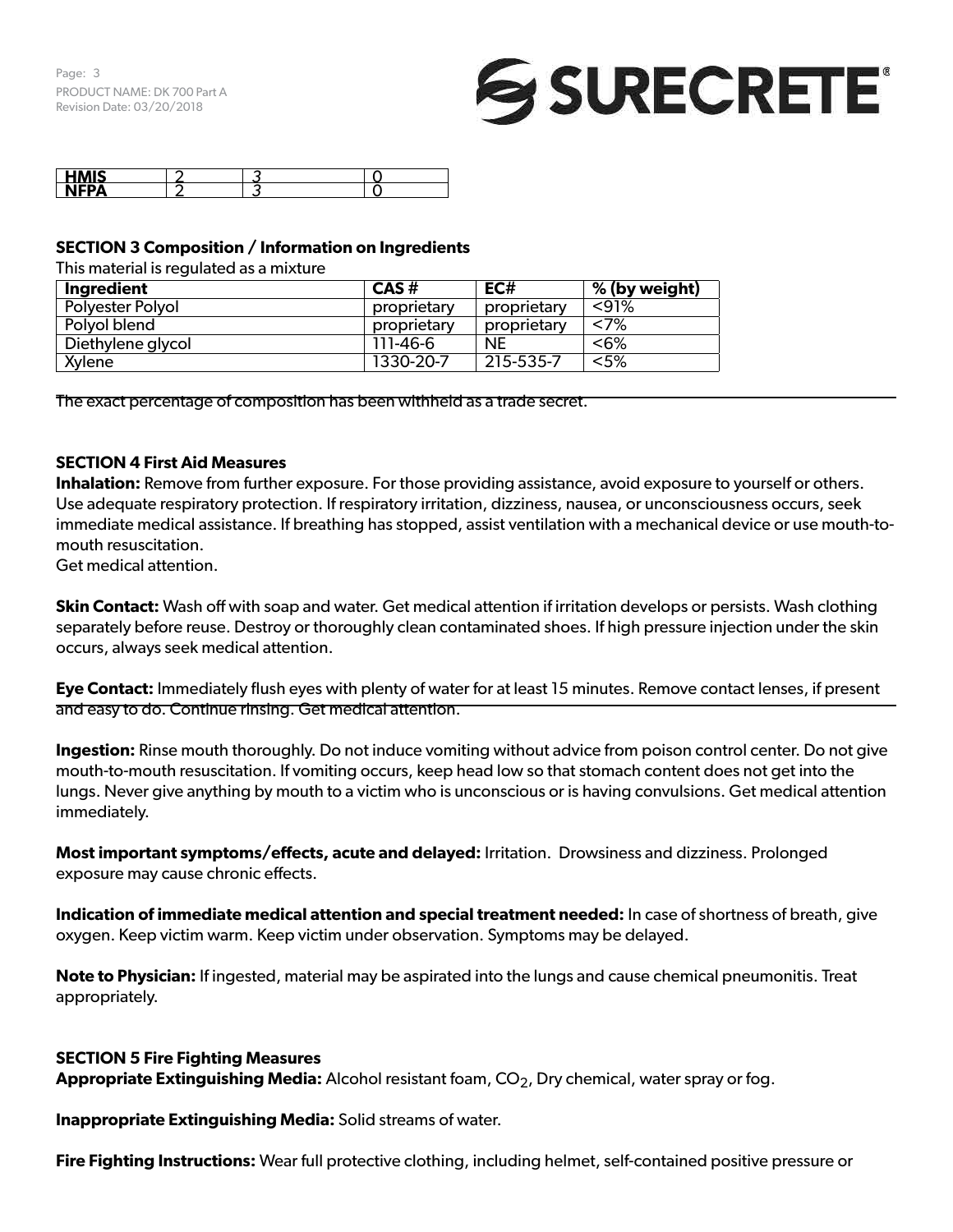| | | | |
|---|---|---|---|
| **HMIS** | 2 | 3 | 0 |
| **NFPA** | 2 | 3 | 0 |

**SECTION 3 Composition / Information on Ingredients**

This material is regulated as a mixture

| Ingredient | CAS # | EC# | % (by weight) |
|---|---|---|---|
| Polyester Polyol | proprietary | proprietary | <91% |
| Polyol blend | proprietary | proprietary | <7% |
| Diethylene glycol | 111-46-6 | NE | <6% |
| Xylene | 1330-20-7 | 215-535-7 | <5% |

The exact percentage of composition has been withheld as a trade secret.

**SECTION 4 First Aid Measures**

**Inhalation:** Remove from further exposure. For those providing assistance, avoid exposure to yourself or others. Use adequate respiratory protection. If respiratory irritation, dizziness, nausea, or unconsciousness occurs, seek immediate medical assistance. If breathing has stopped, assist ventilation with a mechanical device or use mouth-to-mouth resuscitation.
Get medical attention.

**Skin Contact:** Wash off with soap and water. Get medical attention if irritation develops or persists. Wash clothing separately before reuse. Destroy or thoroughly clean contaminated shoes. If high pressure injection under the skin occurs, always seek medical attention.

**Eye Contact:** Immediately flush eyes with plenty of water for at least 15 minutes. Remove contact lenses, if present and easy to do. Continue rinsing. Get medical attention.

**Ingestion:** Rinse mouth thoroughly. Do not induce vomiting without advice from poison control center. Do not give mouth-to-mouth resuscitation. If vomiting occurs, keep head low so that stomach content does not get into the lungs. Never give anything by mouth to a victim who is unconscious or is having convulsions. Get medical attention immediately.

**Most important symptoms/effects, acute and delayed:** Irritation. Drowsiness and dizziness. Prolonged exposure may cause chronic effects.

**Indication of immediate medical attention and special treatment needed:** In case of shortness of breath, give oxygen. Keep victim warm. Keep victim under observation. Symptoms may be delayed.

**Note to Physician:** If ingested, material may be aspirated into the lungs and cause chemical pneumonitis. Treat appropriately.

**SECTION 5 Fire Fighting Measures**

**Appropriate Extinguishing Media:** Alcohol resistant foam, $CO_2$, Dry chemical, water spray or fog.

**Inappropriate Extinguishing Media:** Solid streams of water.

**Fire Fighting Instructions:** Wear full protective clothing, including helmet, self-contained positive pressure or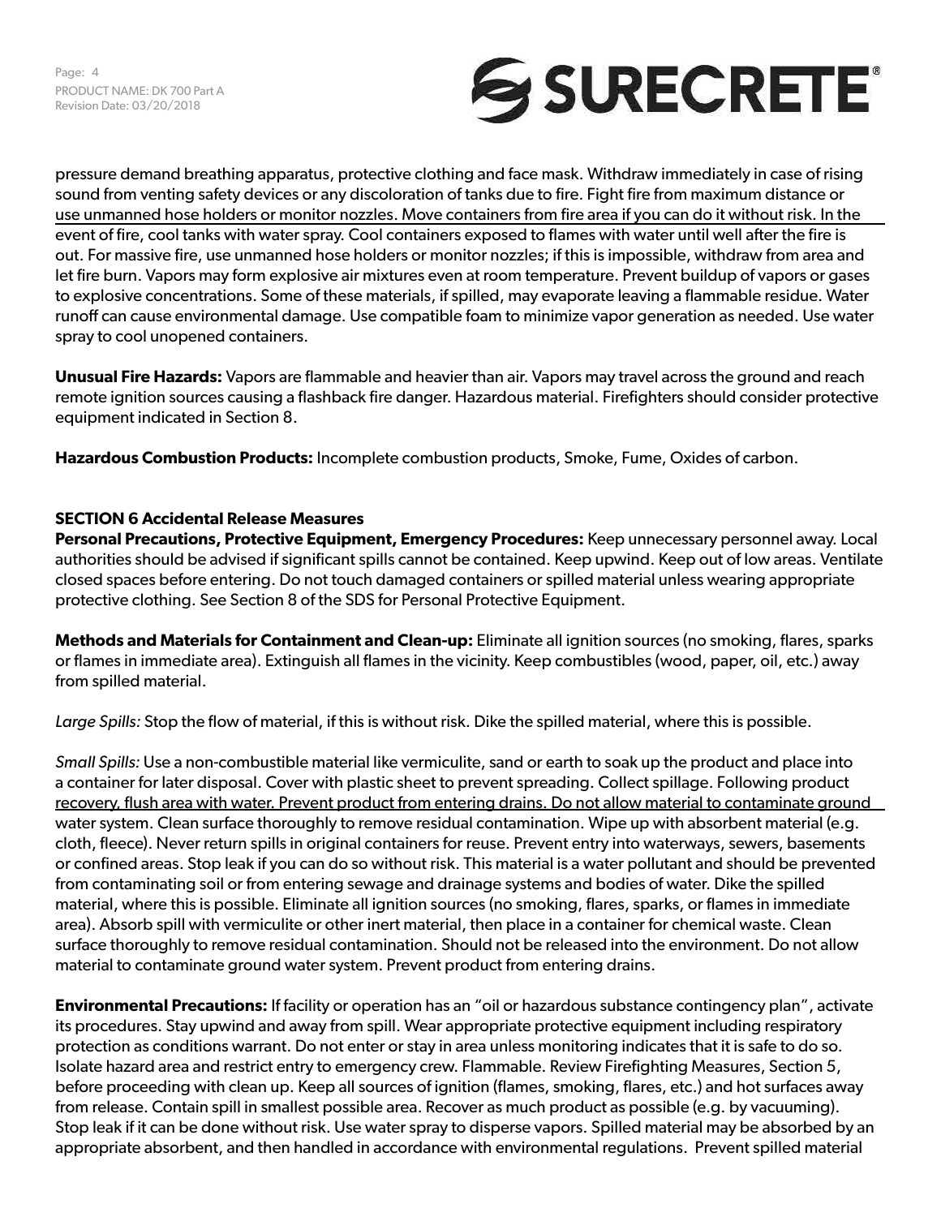pressure demand breathing apparatus, protective clothing and face mask. Withdraw immediately in case of rising sound from venting safety devices or any discoloration of tanks due to fire. Fight fire from maximum distance or use unmanned hose holders or monitor nozzles. Move containers from fire area if you can do it without risk. In the event of fire, cool tanks with water spray. Cool containers exposed to flames with water until well after the fire is out. For massive fire, use unmanned hose holders or monitor nozzles; if this is impossible, withdraw from area and let fire burn. Vapors may form explosive air mixtures even at room temperature. Prevent buildup of vapors or gases to explosive concentrations. Some of these materials, if spilled, may evaporate leaving a flammable residue. Water runoff can cause environmental damage. Use compatible foam to minimize vapor generation as needed. Use water spray to cool unopened containers.

**Unusual Fire Hazards:** Vapors are flammable and heavier than air. Vapors may travel across the ground and reach remote ignition sources causing a flashback fire danger. Hazardous material. Firefighters should consider protective equipment indicated in Section 8.

**Hazardous Combustion Products:** Incomplete combustion products, Smoke, Fume, Oxides of carbon.

## SECTION 6 Accidental Release Measures

**Personal Precautions, Protective Equipment, Emergency Procedures:** Keep unnecessary personnel away. Local authorities should be advised if significant spills cannot be contained. Keep upwind. Keep out of low areas. Ventilate closed spaces before entering. Do not touch damaged containers or spilled material unless wearing appropriate protective clothing. See Section 8 of the SDS for Personal Protective Equipment.

**Methods and Materials for Containment and Clean-up:** Eliminate all ignition sources (no smoking, flares, sparks or flames in immediate area). Extinguish all flames in the vicinity. Keep combustibles (wood, paper, oil, etc.) away from spilled material.

*Large Spills:* Stop the flow of material, if this is without risk. Dike the spilled material, where this is possible.

*Small Spills:* Use a non-combustible material like vermiculite, sand or earth to soak up the product and place into a container for later disposal. Cover with plastic sheet to prevent spreading. Collect spillage. Following product recovery, flush area with water. Prevent product from entering drains. Do not allow material to contaminate ground water system. Clean surface thoroughly to remove residual contamination. Wipe up with absorbent material (e.g. cloth, fleece). Never return spills in original containers for reuse. Prevent entry into waterways, sewers, basements or confined areas. Stop leak if you can do so without risk. This material is a water pollutant and should be prevented from contaminating soil or from entering sewage and drainage systems and bodies of water. Dike the spilled material, where this is possible. Eliminate all ignition sources (no smoking, flares, sparks, or flames in immediate area). Absorb spill with vermiculite or other inert material, then place in a container for chemical waste. Clean surface thoroughly to remove residual contamination. Should not be released into the environment. Do not allow material to contaminate ground water system. Prevent product from entering drains.

**Environmental Precautions:** If facility or operation has an "oil or hazardous substance contingency plan", activate its procedures. Stay upwind and away from spill. Wear appropriate protective equipment including respiratory protection as conditions warrant. Do not enter or stay in area unless monitoring indicates that it is safe to do so. Isolate hazard area and restrict entry to emergency crew. Flammable. Review Firefighting Measures, Section 5, before proceeding with clean up. Keep all sources of ignition (flames, smoking, flares, etc.) and hot surfaces away from release. Contain spill in smallest possible area. Recover as much product as possible (e.g. by vacuuming). Stop leak if it can be done without risk. Use water spray to disperse vapors. Spilled material may be absorbed by an appropriate absorbent, and then handled in accordance with environmental regulations. Prevent spilled material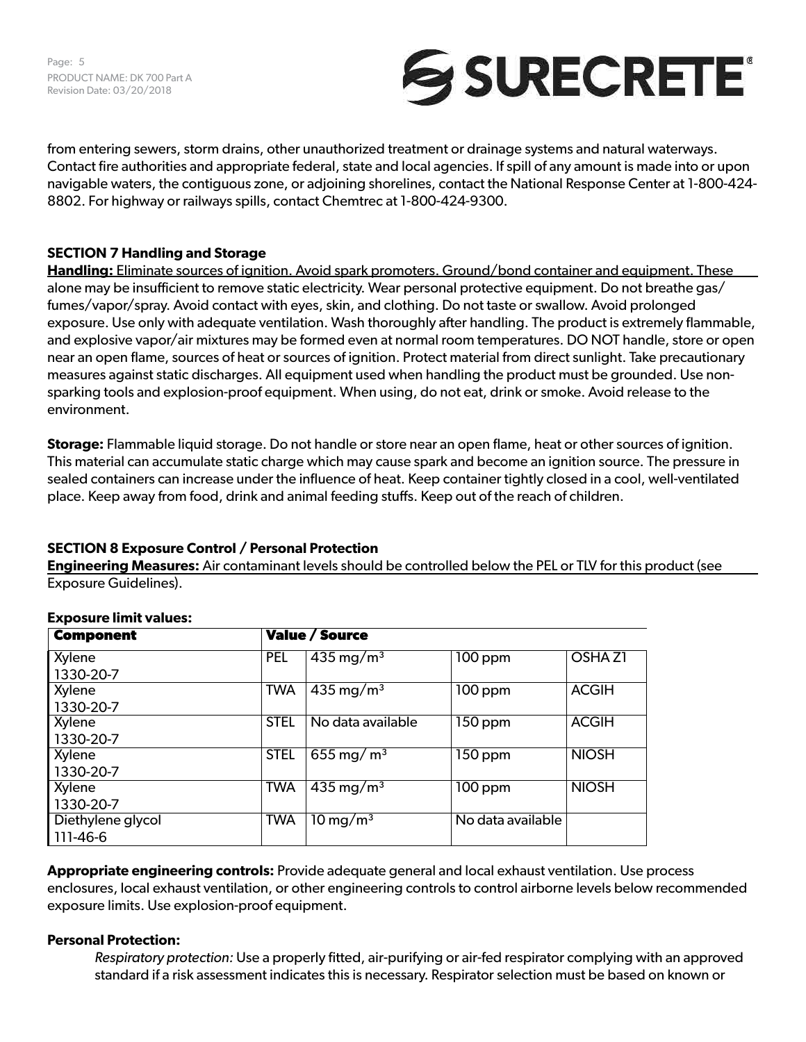from entering sewers, storm drains, other unauthorized treatment or drainage systems and natural waterways. Contact fire authorities and appropriate federal, state and local agencies. If spill of any amount is made into or upon navigable waters, the contiguous zone, or adjoining shorelines, contact the National Response Center at 1-800-424-8802. For highway or railways spills, contact Chemtrec at 1-800-424-9300.

## SECTION 7 Handling and Storage

**Handling:** Eliminate sources of ignition. Avoid spark promoters. Ground/bond container and equipment. These alone may be insufficient to remove static electricity. Wear personal protective equipment. Do not breathe gas/fumes/vapor/spray. Avoid contact with eyes, skin, and clothing. Do not taste or swallow. Avoid prolonged exposure. Use only with adequate ventilation. Wash thoroughly after handling. The product is extremely flammable, and explosive vapor/air mixtures may be formed even at normal room temperatures. DO NOT handle, store or open near an open flame, sources of heat or sources of ignition. Protect material from direct sunlight. Take precautionary measures against static discharges. All equipment used when handling the product must be grounded. Use non-sparking tools and explosion-proof equipment. When using, do not eat, drink or smoke. Avoid release to the environment.

**Storage:** Flammable liquid storage. Do not handle or store near an open flame, heat or other sources of ignition. This material can accumulate static charge which may cause spark and become an ignition source. The pressure in sealed containers can increase under the influence of heat. Keep container tightly closed in a cool, well-ventilated place. Keep away from food, drink and animal feeding stuffs. Keep out of the reach of children.

## SECTION 8 Exposure Control / Personal Protection

**Engineering Measures:** Air contaminant levels should be controlled below the PEL or TLV for this product (see Exposure Guidelines).

**Exposure limit values:**

| Component | Value / Source | | | |
|---|---|---|---|---|
| Xylene 1330-20-7 | PEL | 435 mg/m³ | 100 ppm | OSHA Z1 |
| Xylene 1330-20-7 | TWA | 435 mg/m³ | 100 ppm | ACGIH |
| Xylene 1330-20-7 | STEL | No data available | 150 ppm | ACGIH |
| Xylene 1330-20-7 | STEL | 655 mg/ m³ | 150 ppm | NIOSH |
| Xylene 1330-20-7 | TWA | 435 mg/m³ | 100 ppm | NIOSH |
| Diethylene glycol 111-46-6 | TWA | 10 mg/m³ | No data available | |

**Appropriate engineering controls:** Provide adequate general and local exhaust ventilation. Use process enclosures, local exhaust ventilation, or other engineering controls to control airborne levels below recommended exposure limits. Use explosion-proof equipment.

**Personal Protection:**

*Respiratory protection:* Use a properly fitted, air-purifying or air-fed respirator complying with an approved standard if a risk assessment indicates this is necessary. Respirator selection must be based on known or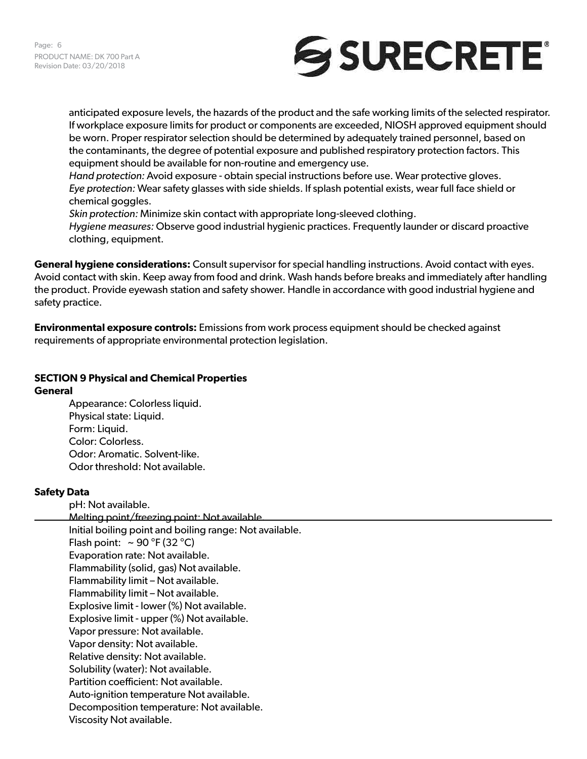anticipated exposure levels, the hazards of the product and the safe working limits of the selected respirator. If workplace exposure limits for product or components are exceeded, NIOSH approved equipment should be worn. Proper respirator selection should be determined by adequately trained personnel, based on the contaminants, the degree of potential exposure and published respiratory protection factors. This equipment should be available for non-routine and emergency use.

*Hand protection:* Avoid exposure - obtain special instructions before use. Wear protective gloves.

*Eye protection:* Wear safety glasses with side shields. If splash potential exists, wear full face shield or chemical goggles.

*Skin protection:* Minimize skin contact with appropriate long-sleeved clothing.

*Hygiene measures:* Observe good industrial hygienic practices. Frequently launder or discard proactive clothing, equipment.

**General hygiene considerations:** Consult supervisor for special handling instructions. Avoid contact with eyes. Avoid contact with skin. Keep away from food and drink. Wash hands before breaks and immediately after handling the product. Provide eyewash station and safety shower. Handle in accordance with good industrial hygiene and safety practice.

**Environmental exposure controls:** Emissions from work process equipment should be checked against requirements of appropriate environmental protection legislation.

## SECTION 9 Physical and Chemical Properties

**General**

Appearance: Colorless liquid.
Physical state: Liquid.
Form: Liquid.
Color: Colorless.
Odor: Aromatic. Solvent-like.
Odor threshold: Not available.

**Safety Data**

pH: Not available.
Melting point/freezing point: Not available.
Initial boiling point and boiling range: Not available.
Flash point: ~ 90 °F (32 °C)
Evaporation rate: Not available.
Flammability (solid, gas) Not available.
Flammability limit – Not available.
Flammability limit – Not available.
Explosive limit - lower (%) Not available.
Explosive limit - upper (%) Not available.
Vapor pressure: Not available.
Vapor density: Not available.
Relative density: Not available.
Solubility (water): Not available.
Partition coefficient: Not available.
Auto-ignition temperature Not available.
Decomposition temperature: Not available.
Viscosity Not available.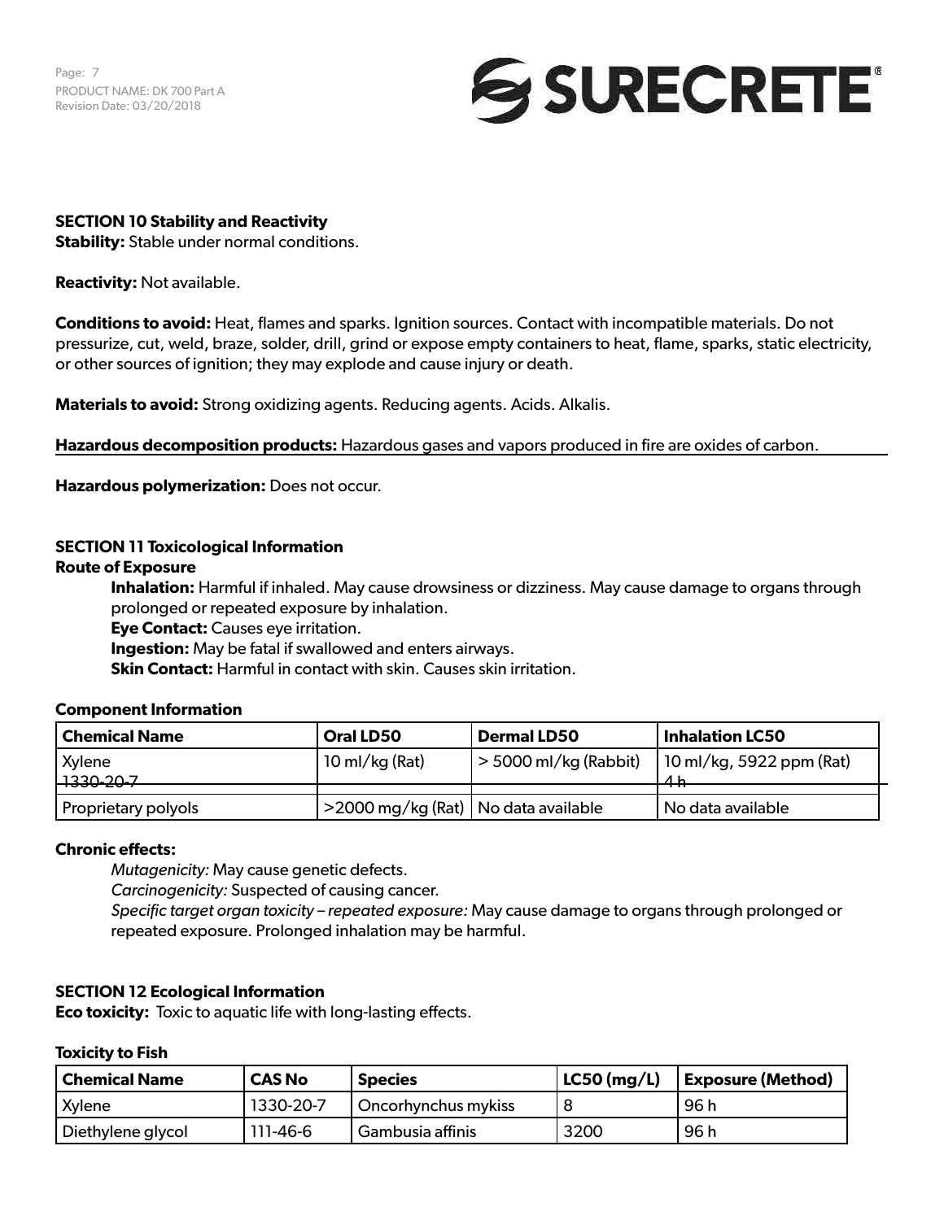## SECTION 10 Stability and Reactivity

**Stability:** Stable under normal conditions.

**Reactivity:** Not available.

**Conditions to avoid:** Heat, flames and sparks. Ignition sources. Contact with incompatible materials. Do not pressurize, cut, weld, braze, solder, drill, grind or expose empty containers to heat, flame, sparks, static electricity, or other sources of ignition; they may explode and cause injury or death.

**Materials to avoid:** Strong oxidizing agents. Reducing agents. Acids. Alkalis.

**Hazardous decomposition products:** Hazardous gases and vapors produced in fire are oxides of carbon.

**Hazardous polymerization:** Does not occur.

## SECTION 11 Toxicological Information

**Route of Exposure**

- **Inhalation:** Harmful if inhaled. May cause drowsiness or dizziness. May cause damage to organs through prolonged or repeated exposure by inhalation.
- **Eye Contact:** Causes eye irritation.
- **Ingestion:** May be fatal if swallowed and enters airways.
- **Skin Contact:** Harmful in contact with skin. Causes skin irritation.

**Component Information**

| Chemical Name | Oral LD50 | Dermal LD50 | Inhalation LC50 |
|---|---|---|---|
| Xylene 1330-20-7 | 10 ml/kg (Rat) | > 5000 ml/kg (Rabbit) | 10 ml/kg, 5922 ppm (Rat) 4 h |
| Proprietary polyols | >2000 mg/kg (Rat) | No data available | No data available |

**Chronic effects:**

*Mutagenicity:* May cause genetic defects.

*Carcinogenicity:* Suspected of causing cancer.

*Specific target organ toxicity – repeated exposure:* May cause damage to organs through prolonged or repeated exposure. Prolonged inhalation may be harmful.

## SECTION 12 Ecological Information

**Eco toxicity:** Toxic to aquatic life with long-lasting effects.

**Toxicity to Fish**

| Chemical Name | CAS No | Species | LC50 (mg/L) | Exposure (Method) |
|---|---|---|---|---|
| Xylene | 1330-20-7 | Oncorhynchus mykiss | 8 | 96 h |
| Diethylene glycol | 111-46-6 | Gambusia affinis | 3200 | 96 h |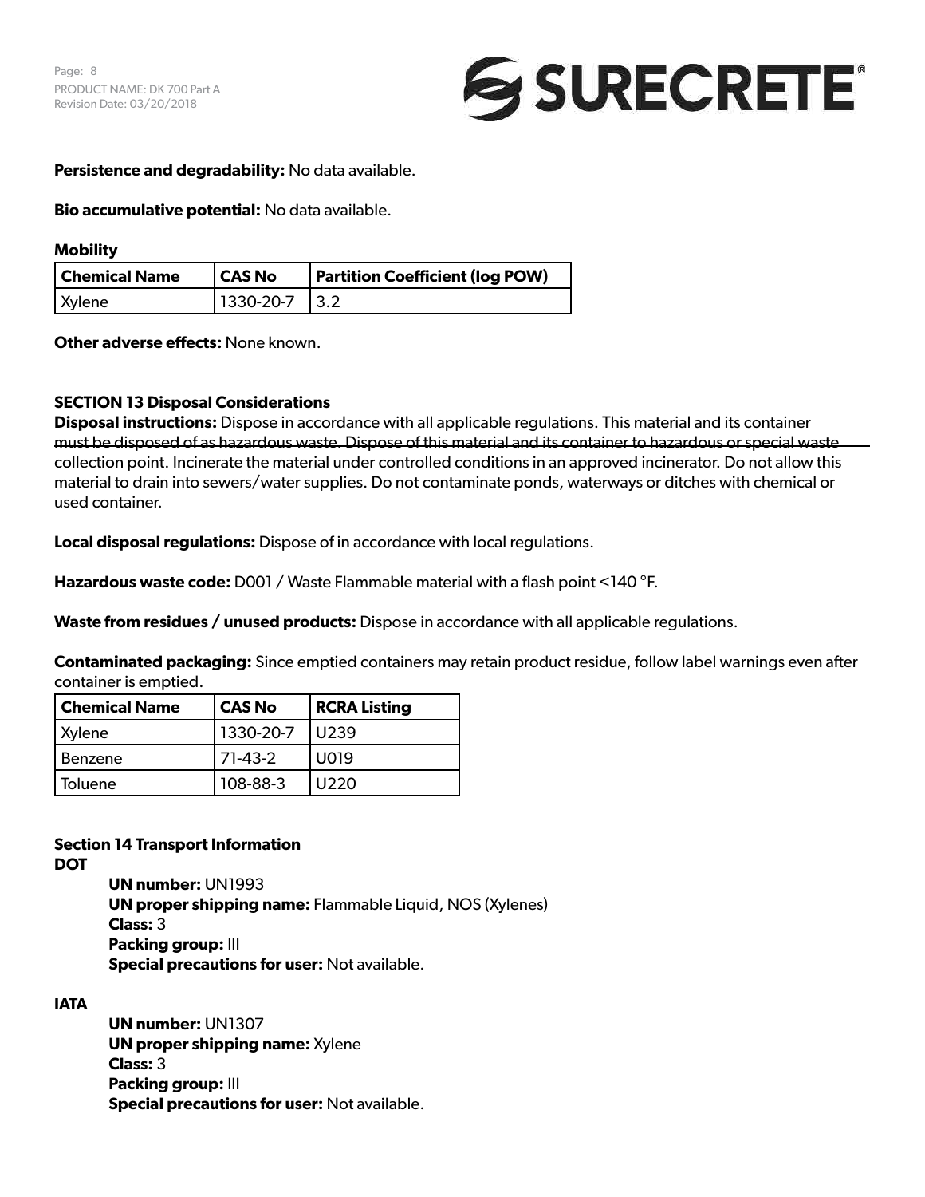**Persistence and degradability:** No data available.

**Bio accumulative potential:** No data available.

**Mobility**

| Chemical Name | CAS No | Partition Coefficient (log POW) |
|---|---|---|
| Xylene | 1330-20-7 | 3.2 |

**Other adverse effects:** None known.

**SECTION 13 Disposal Considerations**

**Disposal instructions:** Dispose in accordance with all applicable regulations. This material and its container must be disposed of as hazardous waste. Dispose of this material and its container to hazardous or special waste collection point. Incinerate the material under controlled conditions in an approved incinerator. Do not allow this material to drain into sewers/water supplies. Do not contaminate ponds, waterways or ditches with chemical or used container.

**Local disposal regulations:** Dispose of in accordance with local regulations.

**Hazardous waste code:** D001 / Waste Flammable material with a flash point <140 °F.

**Waste from residues / unused products:** Dispose in accordance with all applicable regulations.

**Contaminated packaging:** Since emptied containers may retain product residue, follow label warnings even after container is emptied.

| Chemical Name | CAS No | RCRA Listing |
|---|---|---|
| Xylene | 1330-20-7 | U239 |
| Benzene | 71-43-2 | U019 |
| Toluene | 108-88-3 | U220 |

**Section 14 Transport Information**

**DOT**

**UN number:** UN1993
**UN proper shipping name:** Flammable Liquid, NOS (Xylenes)
**Class:** 3
**Packing group:** III
**Special precautions for user:** Not available.

**IATA**

**UN number:** UN1307
**UN proper shipping name:** Xylene
**Class:** 3
**Packing group:** III
**Special precautions for user:** Not available.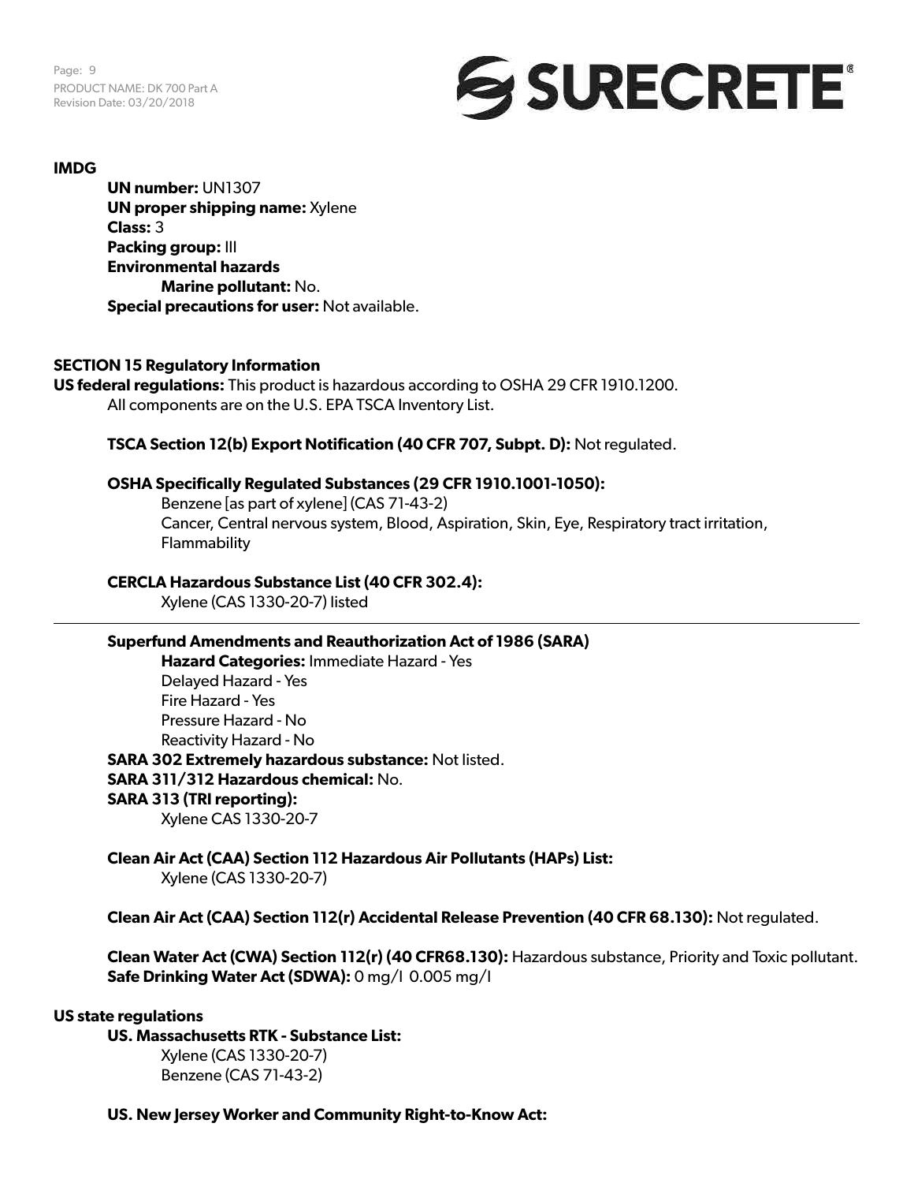**IMDG**

**UN number:** UN1307
**UN proper shipping name:** Xylene
**Class:** 3
**Packing group:** III
**Environmental hazards**
**Marine pollutant:** No.
**Special precautions for user:** Not available.

**SECTION 15 Regulatory Information**

**US federal regulations:** This product is hazardous according to OSHA 29 CFR 1910.1200.
All components are on the U.S. EPA TSCA Inventory List.

**TSCA Section 12(b) Export Notification (40 CFR 707, Subpt. D):** Not regulated.

**OSHA Specifically Regulated Substances (29 CFR 1910.1001-1050):**
Benzene [as part of xylene] (CAS 71-43-2)
Cancer, Central nervous system, Blood, Aspiration, Skin, Eye, Respiratory tract irritation, Flammability

**CERCLA Hazardous Substance List (40 CFR 302.4):**
Xylene (CAS 1330-20-7) listed

---

**Superfund Amendments and Reauthorization Act of 1986 (SARA)**
**Hazard Categories:** Immediate Hazard - Yes
Delayed Hazard - Yes
Fire Hazard - Yes
Pressure Hazard - No
Reactivity Hazard - No
**SARA 302 Extremely hazardous substance:** Not listed.
**SARA 311/312 Hazardous chemical:** No.
**SARA 313 (TRI reporting):**
Xylene CAS 1330-20-7

**Clean Air Act (CAA) Section 112 Hazardous Air Pollutants (HAPs) List:**
Xylene (CAS 1330-20-7)

**Clean Air Act (CAA) Section 112(r) Accidental Release Prevention (40 CFR 68.130):** Not regulated.

**Clean Water Act (CWA) Section 112(r) (40 CFR68.130):** Hazardous substance, Priority and Toxic pollutant.
**Safe Drinking Water Act (SDWA):** 0 mg/l 0.005 mg/l

**US state regulations**

**US. Massachusetts RTK - Substance List:**
Xylene (CAS 1330-20-7)
Benzene (CAS 71-43-2)

**US. New Jersey Worker and Community Right-to-Know Act:**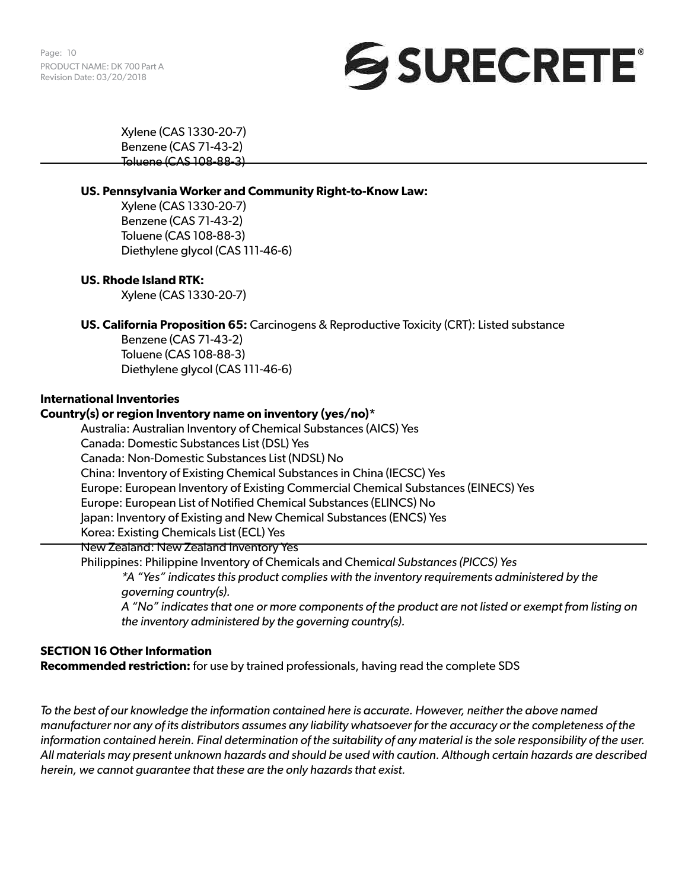Xylene (CAS 1330-20-7)
Benzene (CAS 71-43-2)
Toluene (CAS 108-88-3)

**US. Pennsylvania Worker and Community Right-to-Know Law:**

Xylene (CAS 1330-20-7)
Benzene (CAS 71-43-2)
Toluene (CAS 108-88-3)
Diethylene glycol (CAS 111-46-6)

**US. Rhode Island RTK:**

Xylene (CAS 1330-20-7)

**US. California Proposition 65:** Carcinogens & Reproductive Toxicity (CRT): Listed substance

Benzene (CAS 71-43-2)
Toluene (CAS 108-88-3)
Diethylene glycol (CAS 111-46-6)

**International Inventories**

**Country(s) or region Inventory name on inventory (yes/no)***

Australia: Australian Inventory of Chemical Substances (AICS) Yes
Canada: Domestic Substances List (DSL) Yes
Canada: Non-Domestic Substances List (NDSL) No
China: Inventory of Existing Chemical Substances in China (IECSC) Yes
Europe: European Inventory of Existing Commercial Chemical Substances (EINECS) Yes
Europe: European List of Notified Chemical Substances (ELINCS) No
Japan: Inventory of Existing and New Chemical Substances (ENCS) Yes
Korea: Existing Chemicals List (ECL) Yes
New Zealand: New Zealand Inventory Yes
Philippines: Philippine Inventory of Chemicals and Chemi*cal Substances (PICCS) Yes*

*\*A "Yes" indicates this product complies with the inventory requirements administered by the governing country(s).*

*A "No" indicates that one or more components of the product are not listed or exempt from listing on the inventory administered by the governing country(s).*

**SECTION 16 Other Information**

**Recommended restriction:** for use by trained professionals, having read the complete SDS

*To the best of our knowledge the information contained here is accurate. However, neither the above named manufacturer nor any of its distributors assumes any liability whatsoever for the accuracy or the completeness of the information contained herein. Final determination of the suitability of any material is the sole responsibility of the user. All materials may present unknown hazards and should be used with caution. Although certain hazards are described herein, we cannot guarantee that these are the only hazards that exist.*